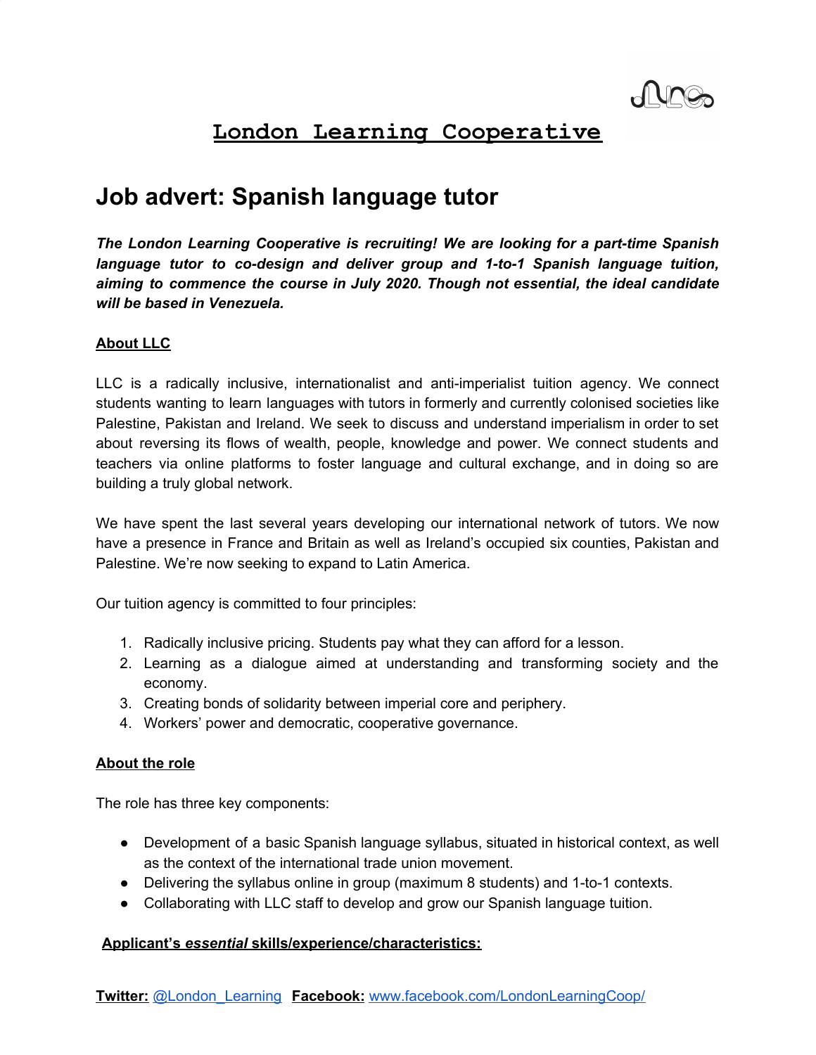# London Learning Cooperative

## Job advert: Spanish language tutor

***The London Learning Cooperative is recruiting! We are looking for a part-time Spanish language tutor to co-design and deliver group and 1-to-1 Spanish language tuition, aiming to commence the course in July 2020. Though not essential, the ideal candidate will be based in Venezuela.***

### About LLC

LLC is a radically inclusive, internationalist and anti-imperialist tuition agency. We connect students wanting to learn languages with tutors in formerly and currently colonised societies like Palestine, Pakistan and Ireland. We seek to discuss and understand imperialism in order to set about reversing its flows of wealth, people, knowledge and power. We connect students and teachers via online platforms to foster language and cultural exchange, and in doing so are building a truly global network.

We have spent the last several years developing our international network of tutors. We now have a presence in France and Britain as well as Ireland's occupied six counties, Pakistan and Palestine. We're now seeking to expand to Latin America.

Our tuition agency is committed to four principles:

1. Radically inclusive pricing. Students pay what they can afford for a lesson.
2. Learning as a dialogue aimed at understanding and transforming society and the economy.
3. Creating bonds of solidarity between imperial core and periphery.
4. Workers' power and democratic, cooperative governance.

### About the role

The role has three key components:

- Development of a basic Spanish language syllabus, situated in historical context, as well as the context of the international trade union movement.
- Delivering the syllabus online in group (maximum 8 students) and 1-to-1 contexts.
- Collaborating with LLC staff to develop and grow our Spanish language tuition.

### Applicant's *essential* skills/experience/characteristics:

**Twitter:** @London_Learning **Facebook:** www.facebook.com/LondonLearningCoop/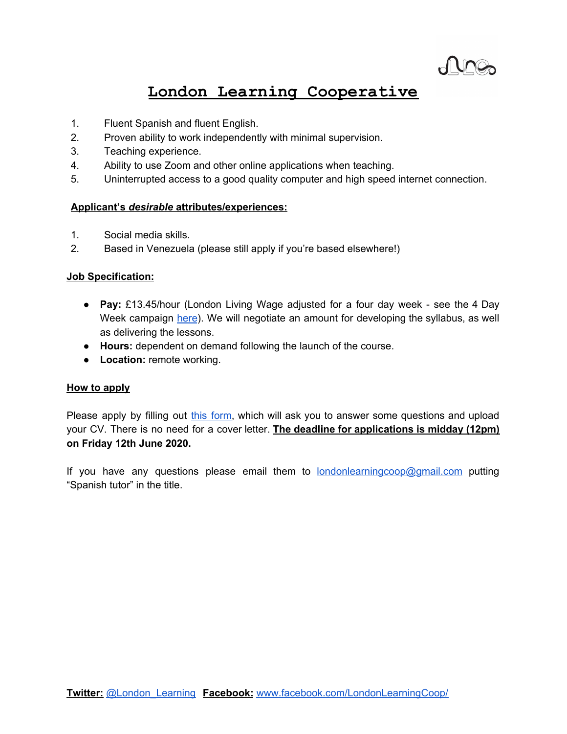# London Learning Cooperative

1. Fluent Spanish and fluent English.
2. Proven ability to work independently with minimal supervision.
3. Teaching experience.
4. Ability to use Zoom and other online applications when teaching.
5. Uninterrupted access to a good quality computer and high speed internet connection.

**Applicant's *desirable* attributes/experiences:**

1. Social media skills.
2. Based in Venezuela (please still apply if you're based elsewhere!)

**Job Specification:**

- **Pay:** £13.45/hour (London Living Wage adjusted for a four day week - see the 4 Day Week campaign here). We will negotiate an amount for developing the syllabus, as well as delivering the lessons.
- **Hours:** dependent on demand following the launch of the course.
- **Location:** remote working.

**How to apply**

Please apply by filling out this form, which will ask you to answer some questions and upload your CV. There is no need for a cover letter. **The deadline for applications is midday (12pm) on Friday 12th June 2020.**

If you have any questions please email them to londonlearningcoop@gmail.com putting "Spanish tutor" in the title.

**Twitter:** @London_Learning **Facebook:** www.facebook.com/LondonLearningCoop/